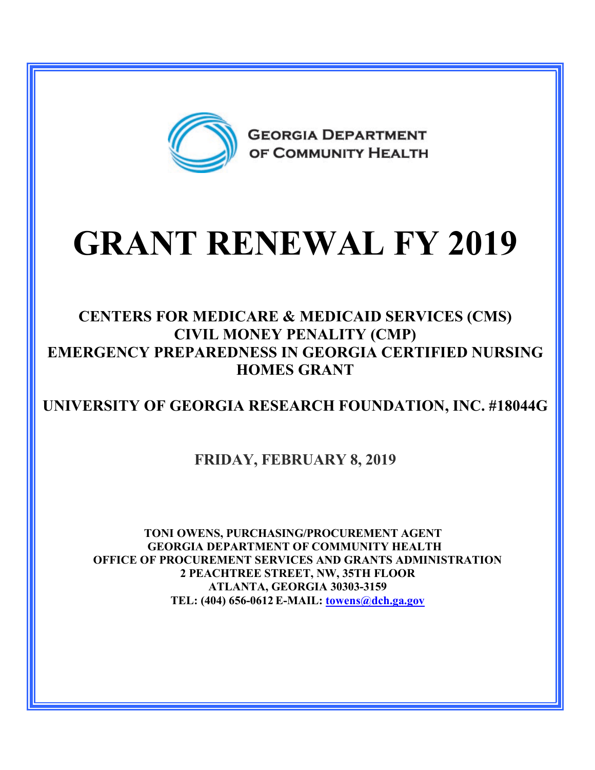GEORGIA DEPARTMENT OF COMMUNITY HEALTH

# GRANT RENEWAL FY 2019

## CENTERS FOR MEDICARE & MEDICAID SERVICES (CMS) CIVIL MONEY PENALITY (CMP) EMERGENCY PREPAREDNESS IN GEORGIA CERTIFIED NURSING HOMES GRANT

## UNIVERSITY OF GEORGIA RESEARCH FOUNDATION, INC. #18044G

**FRIDAY, FEBRUARY 8, 2019**

**TONI OWENS, PURCHASING/PROCUREMENT AGENT**
**GEORGIA DEPARTMENT OF COMMUNITY HEALTH**
**OFFICE OF PROCUREMENT SERVICES AND GRANTS ADMINISTRATION**
**2 PEACHTREE STREET, NW, 35TH FLOOR**
**ATLANTA, GEORGIA 30303-3159**
**TEL: (404) 656-0612 E-MAIL: towens@dch.ga.gov**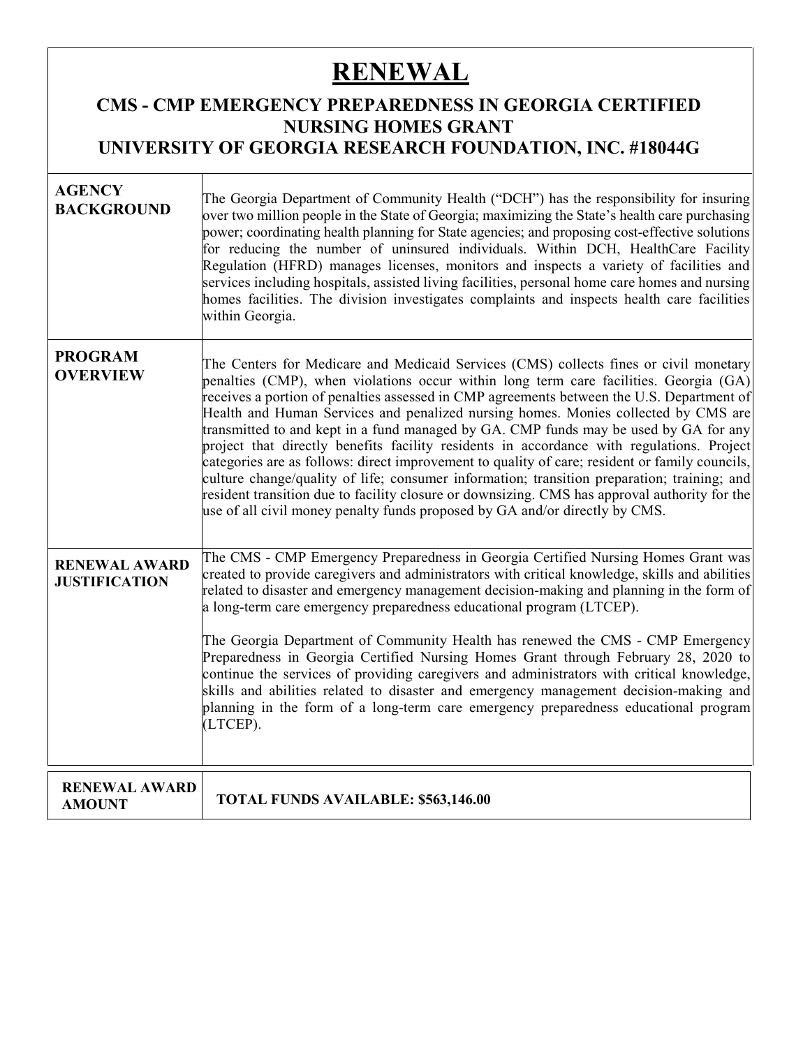# RENEWAL

## CMS - CMP EMERGENCY PREPAREDNESS IN GEORGIA CERTIFIED NURSING HOMES GRANT

## UNIVERSITY OF GEORGIA RESEARCH FOUNDATION, INC. #18044G

| | |
|---|---|
| **AGENCY BACKGROUND** | The Georgia Department of Community Health ("DCH") has the responsibility for insuring over two million people in the State of Georgia; maximizing the State's health care purchasing power; coordinating health planning for State agencies; and proposing cost-effective solutions for reducing the number of uninsured individuals. Within DCH, HealthCare Facility Regulation (HFRD) manages licenses, monitors and inspects a variety of facilities and services including hospitals, assisted living facilities, personal home care homes and nursing homes facilities. The division investigates complaints and inspects health care facilities within Georgia. |
| **PROGRAM OVERVIEW** | The Centers for Medicare and Medicaid Services (CMS) collects fines or civil monetary penalties (CMP), when violations occur within long term care facilities. Georgia (GA) receives a portion of penalties assessed in CMP agreements between the U.S. Department of Health and Human Services and penalized nursing homes. Monies collected by CMS are transmitted to and kept in a fund managed by GA. CMP funds may be used by GA for any project that directly benefits facility residents in accordance with regulations. Project categories are as follows: direct improvement to quality of care; resident or family councils, culture change/quality of life; consumer information; transition preparation; training; and resident transition due to facility closure or downsizing. CMS has approval authority for the use of all civil money penalty funds proposed by GA and/or directly by CMS. |
| **RENEWAL AWARD JUSTIFICATION** | The CMS - CMP Emergency Preparedness in Georgia Certified Nursing Homes Grant was created to provide caregivers and administrators with critical knowledge, skills and abilities related to disaster and emergency management decision-making and planning in the form of a long-term care emergency preparedness educational program (LTCEP).<br><br>The Georgia Department of Community Health has renewed the CMS - CMP Emergency Preparedness in Georgia Certified Nursing Homes Grant through February 28, 2020 to continue the services of providing caregivers and administrators with critical knowledge, skills and abilities related to disaster and emergency management decision-making and planning in the form of a long-term care emergency preparedness educational program (LTCEP). |
| **RENEWAL AWARD AMOUNT** | **TOTAL FUNDS AVAILABLE: $563,146.00** |